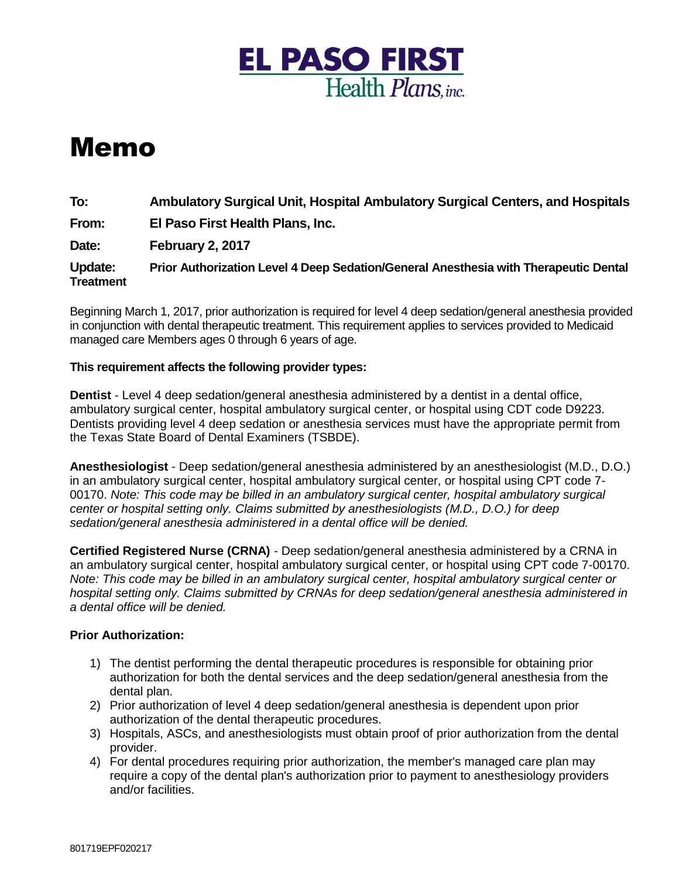EL PASO FIRST
Health Plans, inc.

# Memo

**To:** **Ambulatory Surgical Unit, Hospital Ambulatory Surgical Centers, and Hospitals**

**From:** **El Paso First Health Plans, Inc.**

**Date:** **February 2, 2017**

**Update:** **Prior Authorization Level 4 Deep Sedation/General Anesthesia with Therapeutic Dental Treatment**

Beginning March 1, 2017, prior authorization is required for level 4 deep sedation/general anesthesia provided in conjunction with dental therapeutic treatment. This requirement applies to services provided to Medicaid managed care Members ages 0 through 6 years of age.

**This requirement affects the following provider types:**

**Dentist** - Level 4 deep sedation/general anesthesia administered by a dentist in a dental office, ambulatory surgical center, hospital ambulatory surgical center, or hospital using CDT code D9223. Dentists providing level 4 deep sedation or anesthesia services must have the appropriate permit from the Texas State Board of Dental Examiners (TSBDE).

**Anesthesiologist** - Deep sedation/general anesthesia administered by an anesthesiologist (M.D., D.O.) in an ambulatory surgical center, hospital ambulatory surgical center, or hospital using CPT code 7-00170. *Note: This code may be billed in an ambulatory surgical center, hospital ambulatory surgical center or hospital setting only. Claims submitted by anesthesiologists (M.D., D.O.) for deep sedation/general anesthesia administered in a dental office will be denied.*

**Certified Registered Nurse (CRNA)** - Deep sedation/general anesthesia administered by a CRNA in an ambulatory surgical center, hospital ambulatory surgical center, or hospital using CPT code 7-00170. *Note: This code may be billed in an ambulatory surgical center, hospital ambulatory surgical center or hospital setting only. Claims submitted by CRNAs for deep sedation/general anesthesia administered in a dental office will be denied.*

**Prior Authorization:**

1) The dentist performing the dental therapeutic procedures is responsible for obtaining prior authorization for both the dental services and the deep sedation/general anesthesia from the dental plan.
2) Prior authorization of level 4 deep sedation/general anesthesia is dependent upon prior authorization of the dental therapeutic procedures.
3) Hospitals, ASCs, and anesthesiologists must obtain proof of prior authorization from the dental provider.
4) For dental procedures requiring prior authorization, the member's managed care plan may require a copy of the dental plan's authorization prior to payment to anesthesiology providers and/or facilities.

801719EPF020217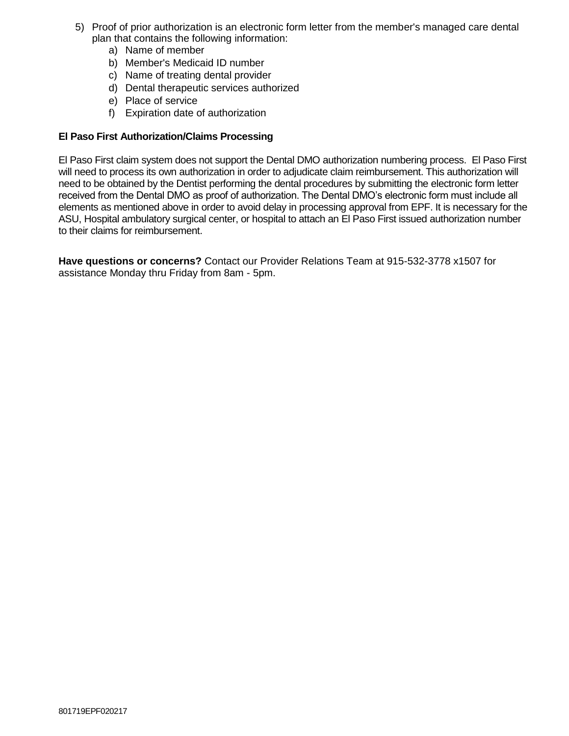5) Proof of prior authorization is an electronic form letter from the member's managed care dental plan that contains the following information:
    a) Name of member
    b) Member's Medicaid ID number
    c) Name of treating dental provider
    d) Dental therapeutic services authorized
    e) Place of service
    f) Expiration date of authorization

**El Paso First Authorization/Claims Processing**

El Paso First claim system does not support the Dental DMO authorization numbering process. El Paso First will need to process its own authorization in order to adjudicate claim reimbursement. This authorization will need to be obtained by the Dentist performing the dental procedures by submitting the electronic form letter received from the Dental DMO as proof of authorization. The Dental DMO's electronic form must include all elements as mentioned above in order to avoid delay in processing approval from EPF. It is necessary for the ASU, Hospital ambulatory surgical center, or hospital to attach an El Paso First issued authorization number to their claims for reimbursement.

**Have questions or concerns?** Contact our Provider Relations Team at 915-532-3778 x1507 for assistance Monday thru Friday from 8am - 5pm.

801719EPF020217